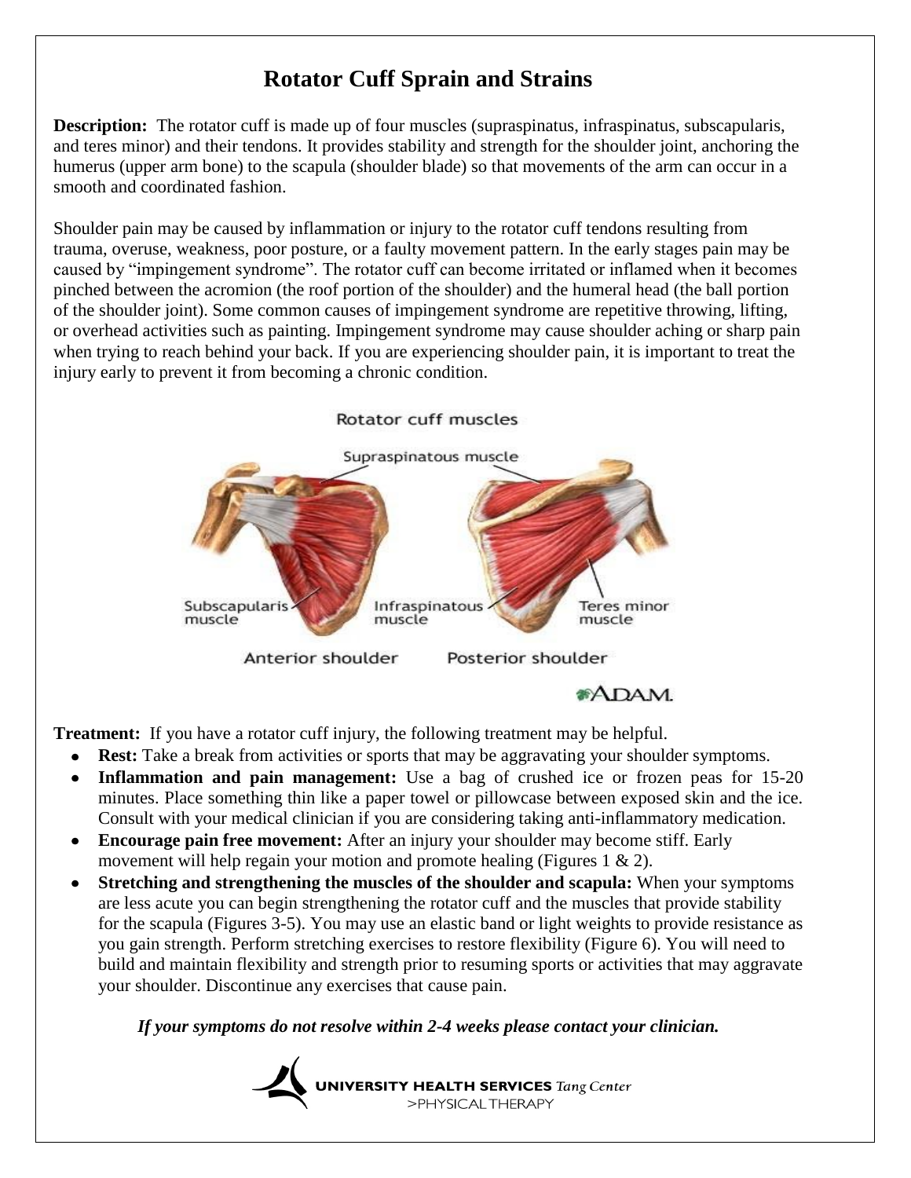# Rotator Cuff Sprain and Strains

**Description:** The rotator cuff is made up of four muscles (supraspinatus, infraspinatus, subscapularis, and teres minor) and their tendons. It provides stability and strength for the shoulder joint, anchoring the humerus (upper arm bone) to the scapula (shoulder blade) so that movements of the arm can occur in a smooth and coordinated fashion.

Shoulder pain may be caused by inflammation or injury to the rotator cuff tendons resulting from trauma, overuse, weakness, poor posture, or a faulty movement pattern. In the early stages pain may be caused by "impingement syndrome". The rotator cuff can become irritated or inflamed when it becomes pinched between the acromion (the roof portion of the shoulder) and the humeral head (the ball portion of the shoulder joint). Some common causes of impingement syndrome are repetitive throwing, lifting, or overhead activities such as painting. Impingement syndrome may cause shoulder aching or sharp pain when trying to reach behind your back. If you are experiencing shoulder pain, it is important to treat the injury early to prevent it from becoming a chronic condition.

**Treatment:** If you have a rotator cuff injury, the following treatment may be helpful.

- **Rest:** Take a break from activities or sports that may be aggravating your shoulder symptoms.
- **Inflammation and pain management:** Use a bag of crushed ice or frozen peas for 15-20 minutes. Place something thin like a paper towel or pillowcase between exposed skin and the ice. Consult with your medical clinician if you are considering taking anti-inflammatory medication.
- **Encourage pain free movement:** After an injury your shoulder may become stiff. Early movement will help regain your motion and promote healing (Figures 1 & 2).
- **Stretching and strengthening the muscles of the shoulder and scapula:** When your symptoms are less acute you can begin strengthening the rotator cuff and the muscles that provide stability for the scapula (Figures 3-5). You may use an elastic band or light weights to provide resistance as you gain strength. Perform stretching exercises to restore flexibility (Figure 6). You will need to build and maintain flexibility and strength prior to resuming sports or activities that may aggravate your shoulder. Discontinue any exercises that cause pain.

***If your symptoms do not resolve within 2-4 weeks please contact your clinician.***

UNIVERSITY HEALTH SERVICES *Tang Center*
>PHYSICAL THERAPY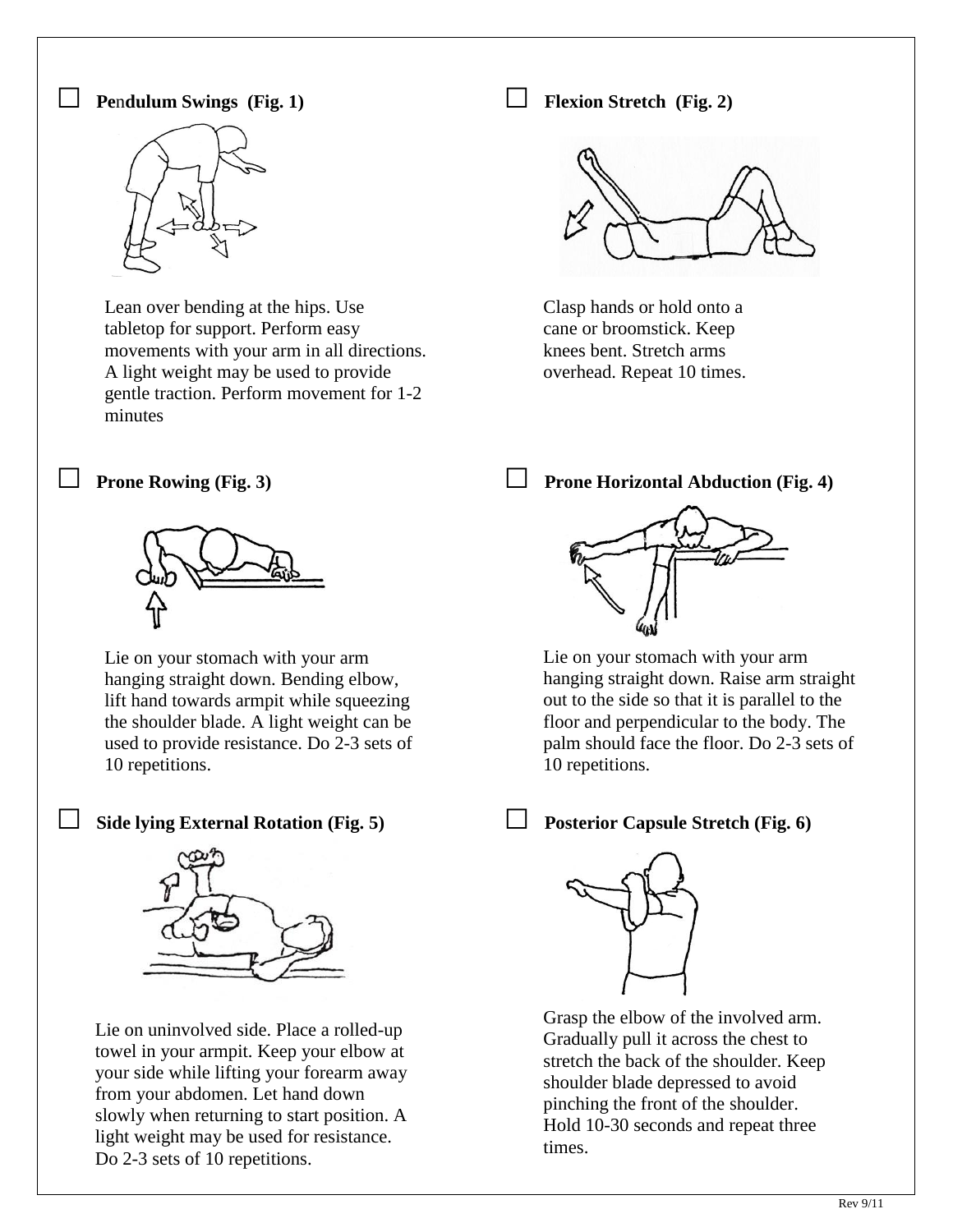☐ **Pendulum Swings (Fig. 1)**

Lean over bending at the hips. Use tabletop for support. Perform easy movements with your arm in all directions. A light weight may be used to provide gentle traction. Perform movement for 1-2 minutes

☐ **Flexion Stretch (Fig. 2)**

Clasp hands or hold onto a cane or broomstick. Keep knees bent. Stretch arms overhead. Repeat 10 times.

☐ **Prone Rowing (Fig. 3)**

Lie on your stomach with your arm hanging straight down. Bending elbow, lift hand towards armpit while squeezing the shoulder blade. A light weight can be used to provide resistance. Do 2-3 sets of 10 repetitions.

☐ **Prone Horizontal Abduction (Fig. 4)**

Lie on your stomach with your arm hanging straight down. Raise arm straight out to the side so that it is parallel to the floor and perpendicular to the body. The palm should face the floor. Do 2-3 sets of 10 repetitions.

☐ **Side lying External Rotation (Fig. 5)**

Lie on uninvolved side. Place a rolled-up towel in your armpit. Keep your elbow at your side while lifting your forearm away from your abdomen. Let hand down slowly when returning to start position. A light weight may be used for resistance. Do 2-3 sets of 10 repetitions.

☐ **Posterior Capsule Stretch (Fig. 6)**

Grasp the elbow of the involved arm. Gradually pull it across the chest to stretch the back of the shoulder. Keep shoulder blade depressed to avoid pinching the front of the shoulder. Hold 10-30 seconds and repeat three times.

Rev 9/11